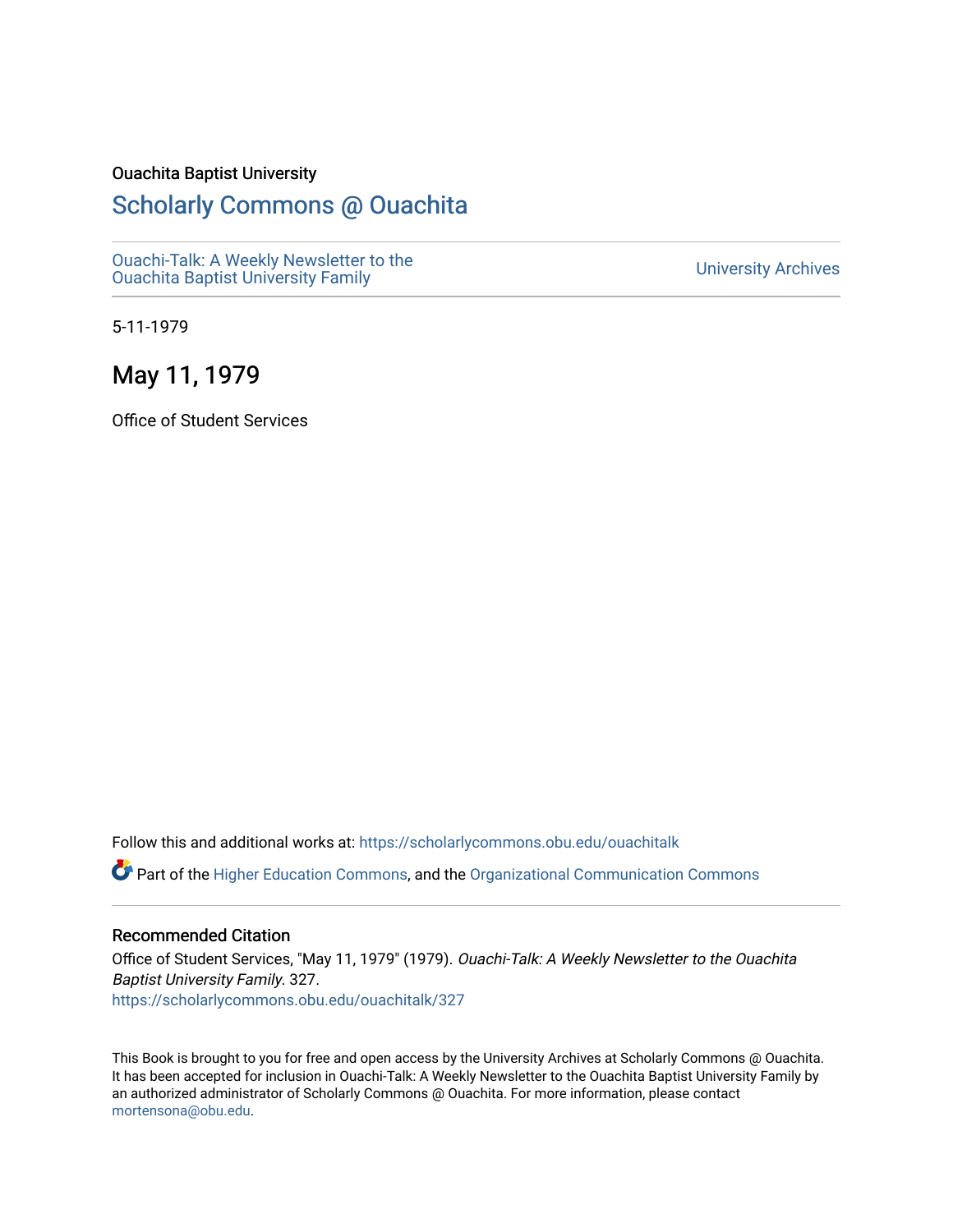Ouachita Baptist University

# Scholarly Commons @ Ouachita

Ouachi-Talk: A Weekly Newsletter to the Ouachita Baptist University Family

University Archives

5-11-1979

## May 11, 1979

Office of Student Services

Follow this and additional works at: https://scholarlycommons.obu.edu/ouachitalk

Part of the Higher Education Commons, and the Organizational Communication Commons

### Recommended Citation

Office of Student Services, "May 11, 1979" (1979). *Ouachi-Talk: A Weekly Newsletter to the Ouachita Baptist University Family*. 327.
https://scholarlycommons.obu.edu/ouachitalk/327

This Book is brought to you for free and open access by the University Archives at Scholarly Commons @ Ouachita. It has been accepted for inclusion in Ouachi-Talk: A Weekly Newsletter to the Ouachita Baptist University Family by an authorized administrator of Scholarly Commons @ Ouachita. For more information, please contact mortensona@obu.edu.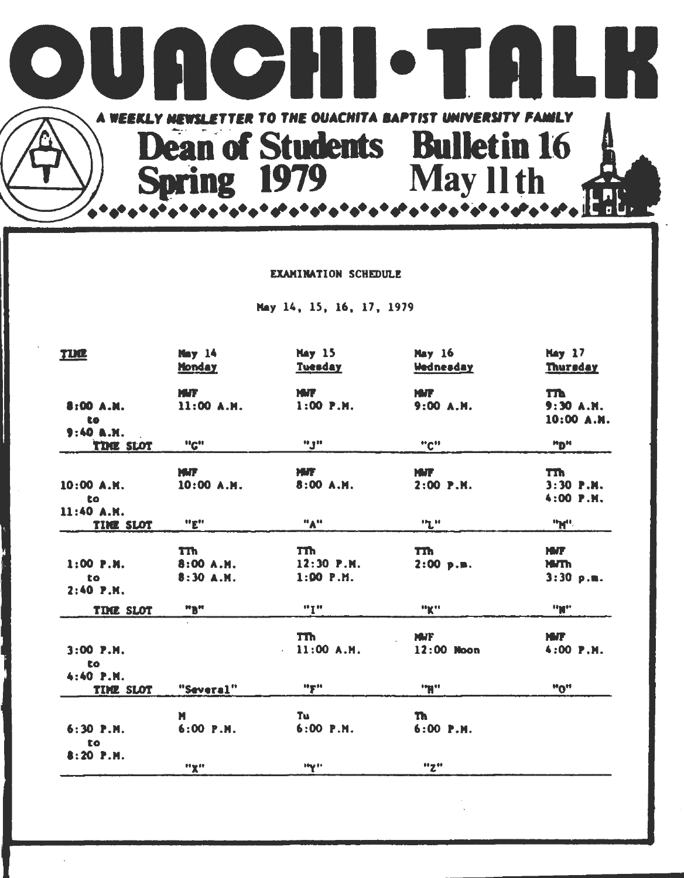# OUACHI·TALK

A WEEKLY NEWSLETTER TO THE OUACHITA BAPTIST UNIVERSITY FAMILY

## Dean of Students Bulletin 16
## Spring 1979 May 11th

EXAMINATION SCHEDULE

May 14, 15, 16, 17, 1979

| TIME | May 14 Monday | May 15 Tuesday | May 16 Wednesday | May 17 Thursday |
|---|---|---|---|---|
| 8:00 A.M. to 9:40 A.M. | MWF 11:00 A.M. | MWF 1:00 P.M. | MWF 9:00 A.M. | TTh 9:30 A.M. 10:00 A.M. |
| TIME SLOT | "G" | "J" | "C" | "D" |
| 10:00 A.M. to 11:40 A.M. | MWF 10:00 A.M. | MWF 8:00 A.M. | MWF 2:00 P.M. | TTh 3:30 P.M. 4:00 P.M. |
| TIME SLOT | "E" | "A" | "L" | "M" |
| 1:00 P.M. to 2:40 P.M. | TTh 8:00 A.M. 8:30 A.M. | TTh 12:30 P.M. 1:00 P.M. | TTh 2:00 p.m. | MWF MWTh 3:30 p.m. |
| TIME SLOT | "B" | "I" | "K" | "N" |
| 3:00 P.M. to 4:40 P.M. | | TTh 11:00 A.M. | MWF 12:00 Noon | MWF 4:00 P.M. |
| TIME SLOT | "Several" | "F" | "H" | "O" |
| 6:30 P.M. to 8:20 P.M. | M 6:00 P.M. | Tu 6:00 P.M. | Th 6:00 P.M. | |
| | "X" | "Y" | "Z" | |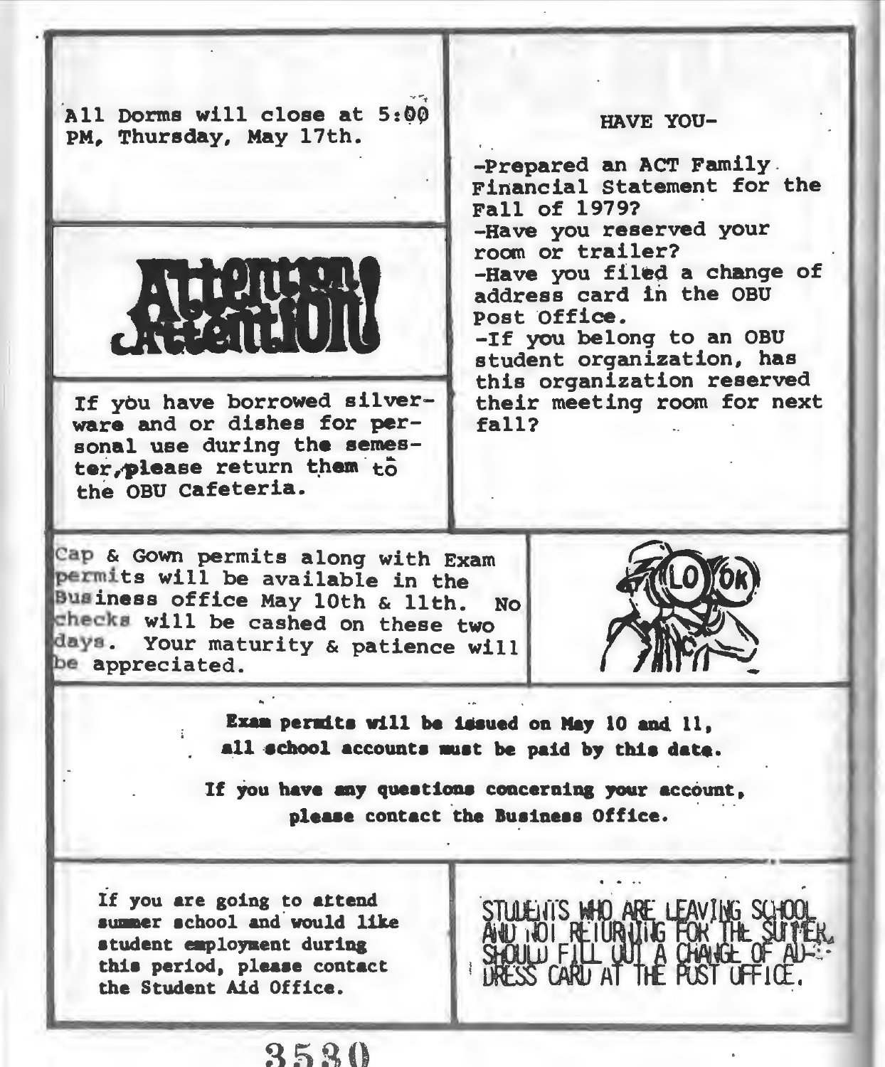All Dorms will close at 5:00 PM, Thursday, May 17th.

# Attention!

If you have borrowed silverware and or dishes for personal use during the semester, please return them to the OBU Cafeteria.

HAVE YOU-

-Prepared an ACT Family Financial Statement for the Fall of 1979?
-Have you reserved your room or trailer?
-Have you filed a change of address card in the OBU Post Office.
-If you belong to an OBU student organization, has this organization reserved their meeting room for next fall?

Cap & Gown permits along with Exam permits will be available in the Business office May 10th & 11th. No checks will be cashed on these two days. Your maturity & patience will be appreciated.

LOOK

**Exam permits will be issued on May 10 and 11, all school accounts must be paid by this date.**

**If you have any questions concerning your account, please contact the Business Office.**

**If you are going to attend summer school and would like student employment during this period, please contact the Student Aid Office.**

STUDENTS WHO ARE LEAVING SCHOOL AND NOT RETURNING FOR THE SUMMER, SHOULD FILL OUT A CHANGE OF ADDRESS CARD AT THE POST OFFICE.